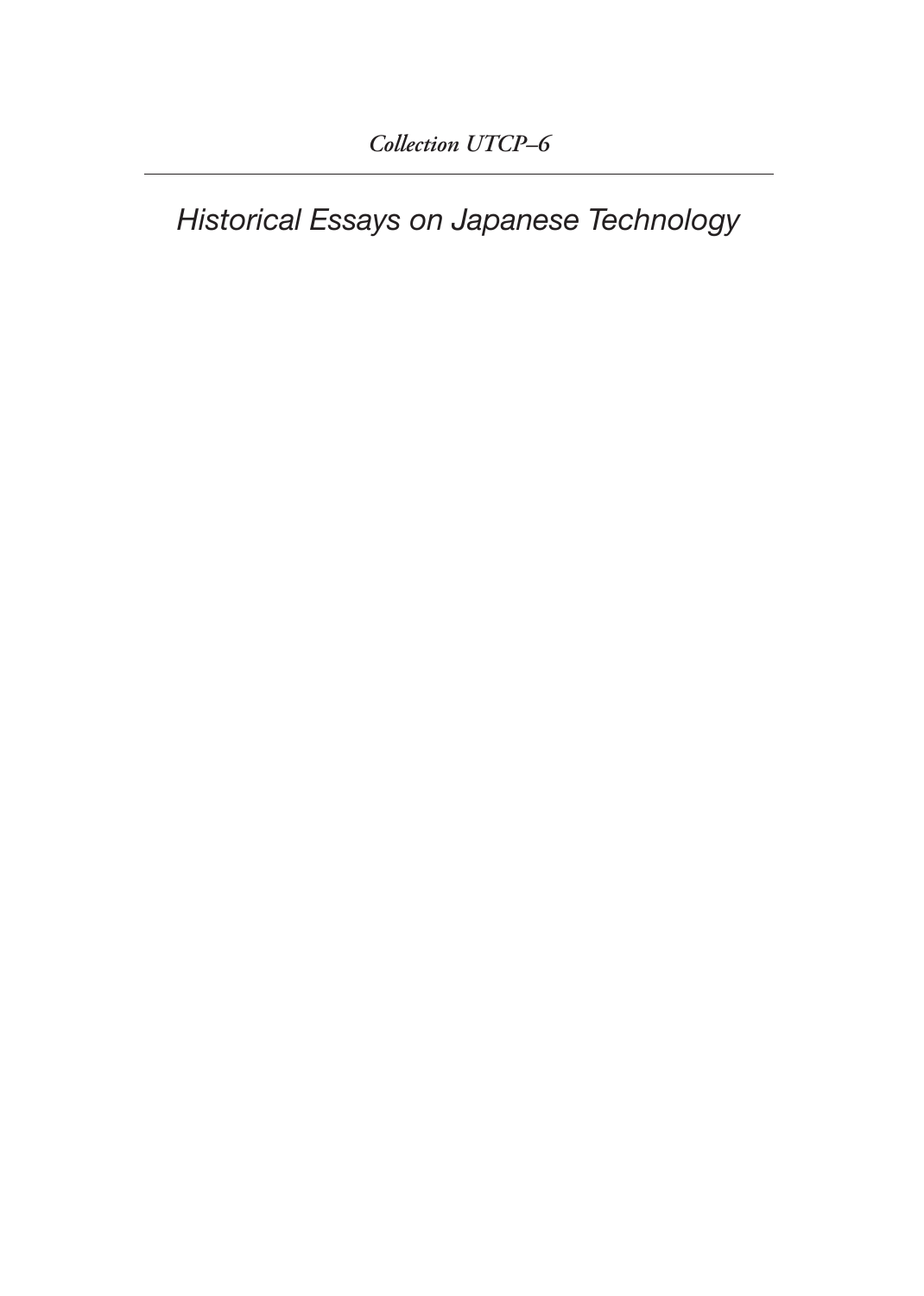*Collection UTCP–6*

---

# *Historical Essays on Japanese Technology*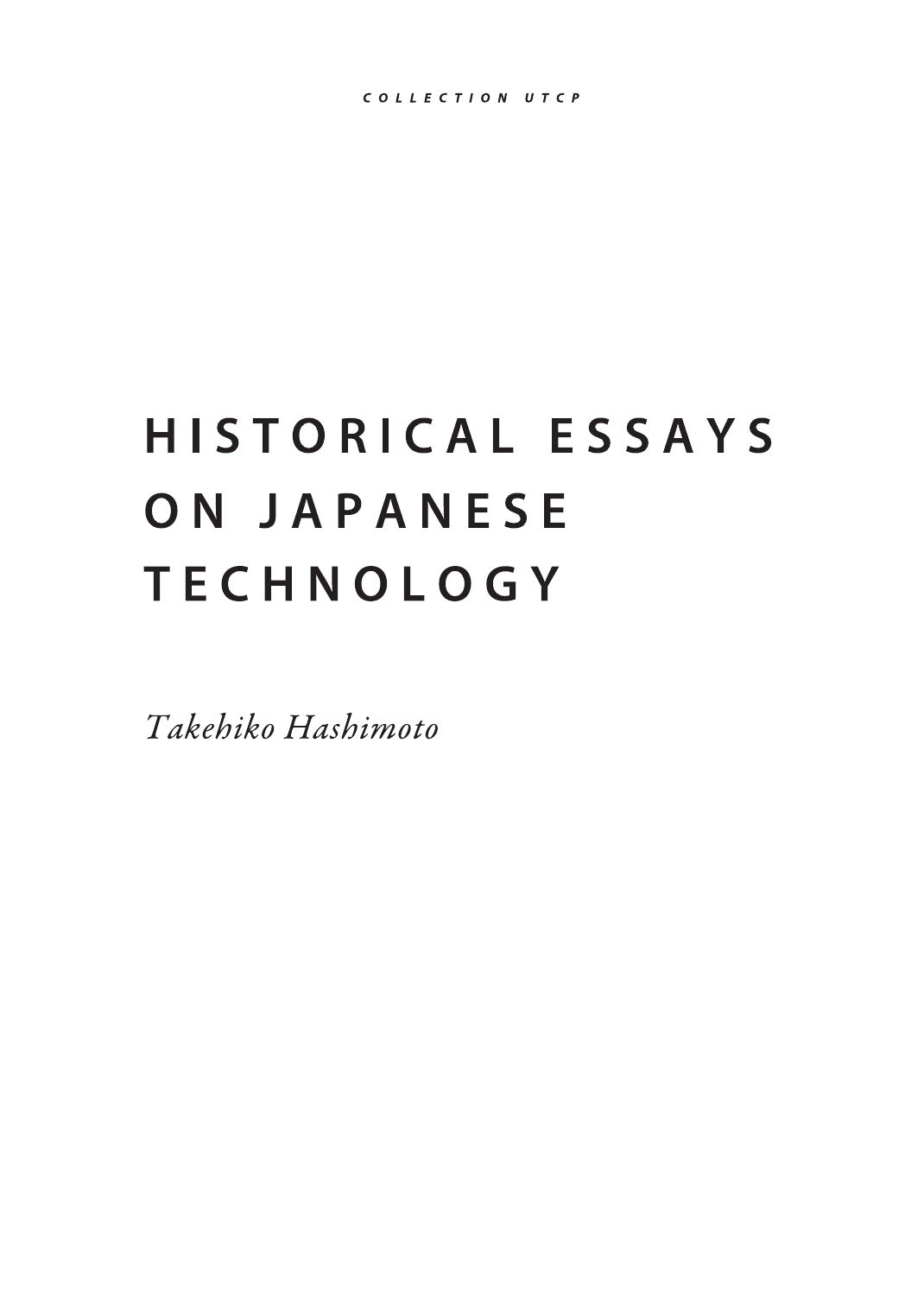COLLECTION UTCP

# HISTORICAL ESSAYS ON JAPANESE TECHNOLOGY

*Takehiko Hashimoto*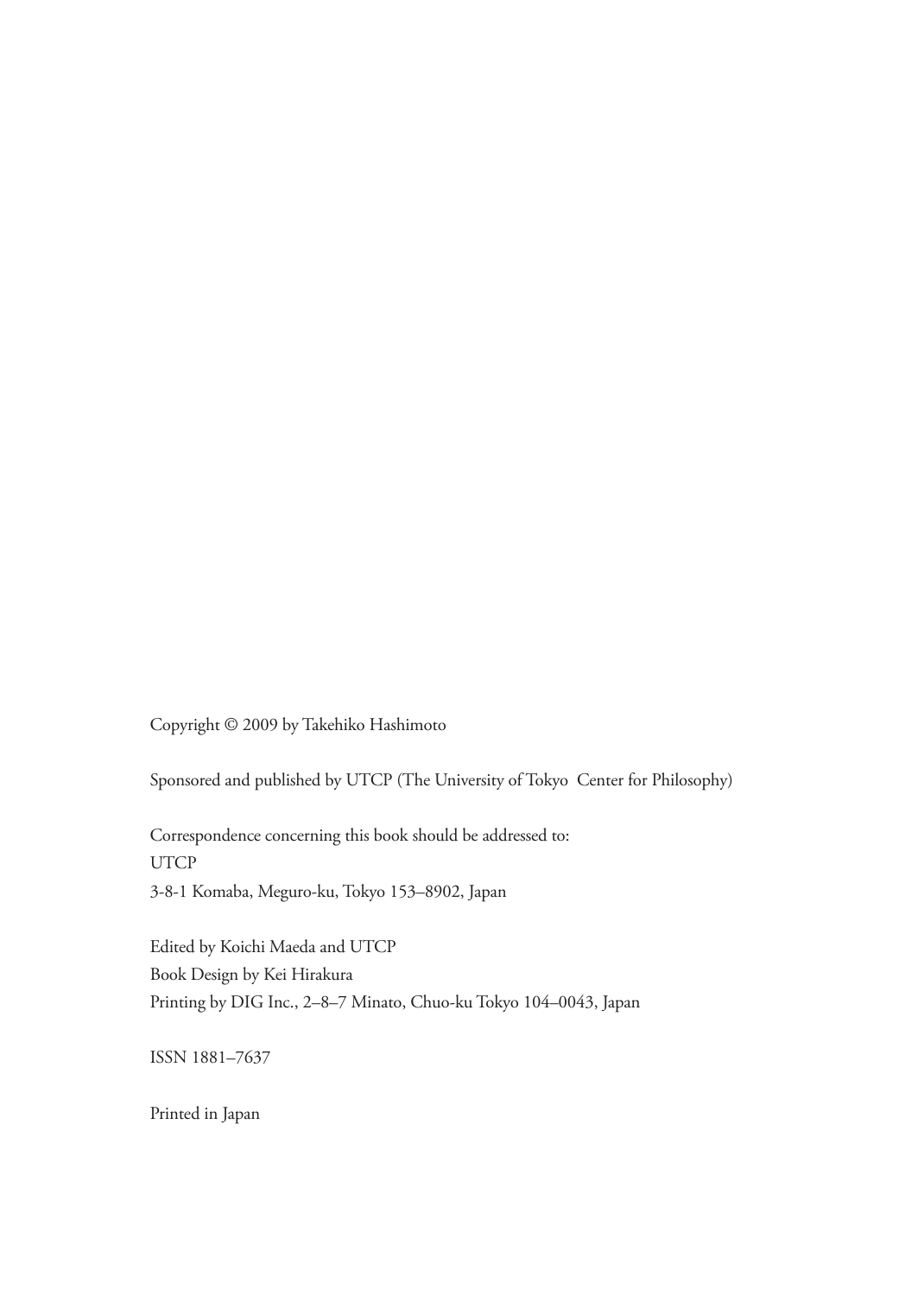Copyright © 2009 by Takehiko Hashimoto

Sponsored and published by UTCP (The University of Tokyo Center for Philosophy)

Correspondence concerning this book should be addressed to:
UTCP
3-8-1 Komaba, Meguro-ku, Tokyo 153–8902, Japan

Edited by Koichi Maeda and UTCP
Book Design by Kei Hirakura
Printing by DIG Inc., 2–8–7 Minato, Chuo-ku Tokyo 104–0043, Japan

ISSN 1881–7637

Printed in Japan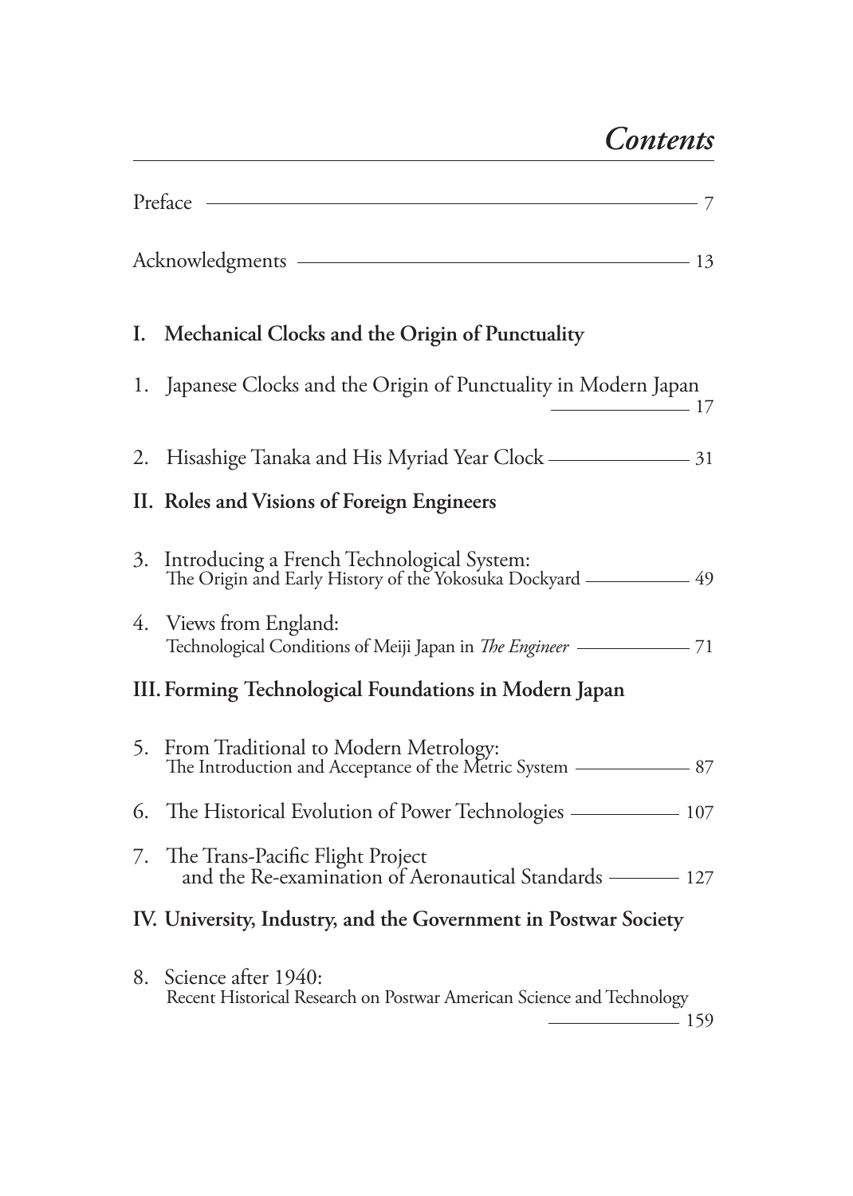# *Contents*

Preface — 7

Acknowledgments — 13

## I. Mechanical Clocks and the Origin of Punctuality

1. Japanese Clocks and the Origin of Punctuality in Modern Japan — 17

2. Hisashige Tanaka and His Myriad Year Clock — 31

## II. Roles and Visions of Foreign Engineers

3. Introducing a French Technological System:
   The Origin and Early History of the Yokosuka Dockyard — 49

4. Views from England:
   Technological Conditions of Meiji Japan in *The Engineer* — 71

## III. Forming Technological Foundations in Modern Japan

5. From Traditional to Modern Metrology:
   The Introduction and Acceptance of the Metric System — 87

6. The Historical Evolution of Power Technologies — 107

7. The Trans-Pacific Flight Project
   and the Re-examination of Aeronautical Standards — 127

## IV. University, Industry, and the Government in Postwar Society

8. Science after 1940:
   Recent Historical Research on Postwar American Science and Technology — 159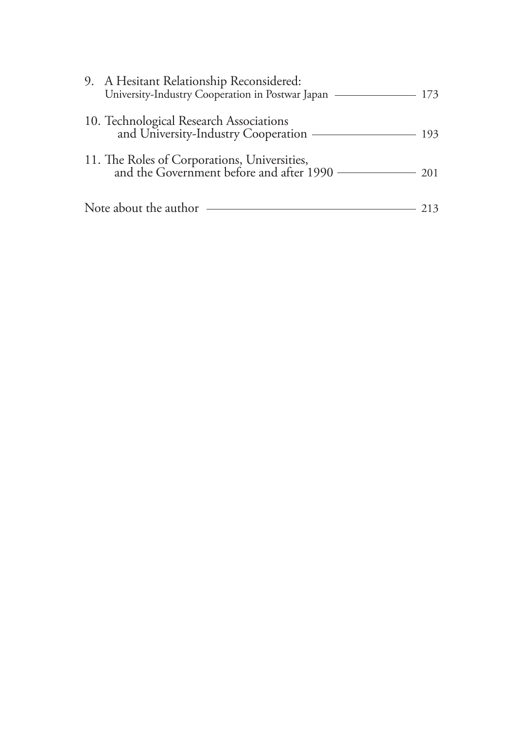9. A Hesitant Relationship Reconsidered: University-Industry Cooperation in Postwar Japan — 173

10. Technological Research Associations and University-Industry Cooperation — 193

11. The Roles of Corporations, Universities, and the Government before and after 1990 — 201

Note about the author — 213